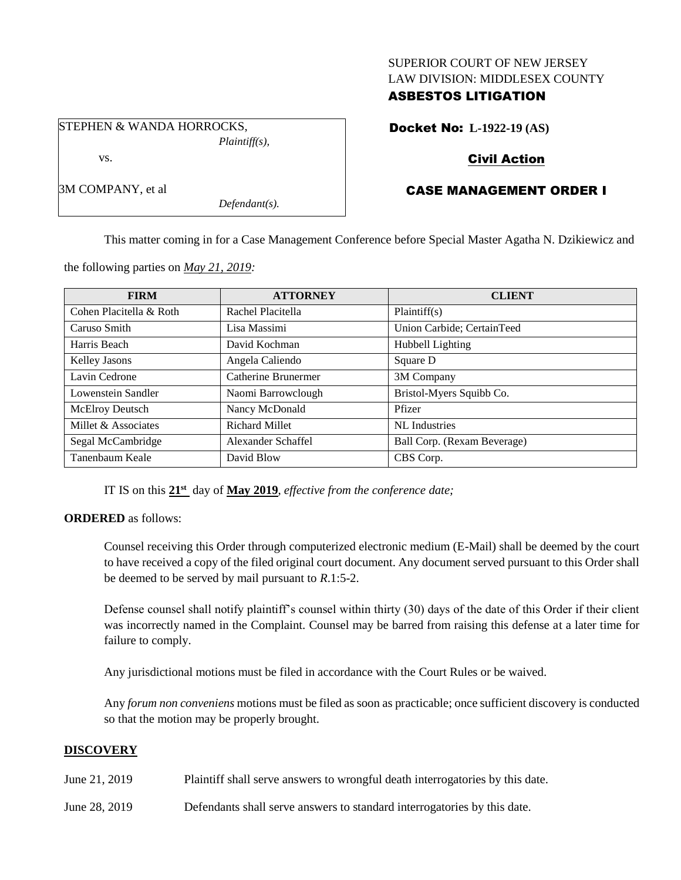SUPERIOR COURT OF NEW JERSEY
LAW DIVISION: MIDDLESEX COUNTY
**ASBESTOS LITIGATION**

STEPHEN & WANDA HORROCKS,
*Plaintiff(s),*

vs.

3M COMPANY, et al
*Defendant(s).*

**Docket No: L-1922-19 (AS)**

**Civil Action**

**CASE MANAGEMENT ORDER I**

This matter coming in for a Case Management Conference before Special Master Agatha N. Dzikiewicz and the following parties on *May 21, 2019:*

| FIRM | ATTORNEY | CLIENT |
|---|---|---|
| Cohen Placitella & Roth | Rachel Placitella | Plaintiff(s) |
| Caruso Smith | Lisa Massimi | Union Carbide; CertainTeed |
| Harris Beach | David Kochman | Hubbell Lighting |
| Kelley Jasons | Angela Caliendo | Square D |
| Lavin Cedrone | Catherine Brunermer | 3M Company |
| Lowenstein Sandler | Naomi Barrowclough | Bristol-Myers Squibb Co. |
| McElroy Deutsch | Nancy McDonald | Pfizer |
| Millet & Associates | Richard Millet | NL Industries |
| Segal McCambridge | Alexander Schaffel | Ball Corp. (Rexam Beverage) |
| Tanenbaum Keale | David Blow | CBS Corp. |

IT IS on this **21st** day of **May 2019**, *effective from the conference date;*

**ORDERED** as follows:

Counsel receiving this Order through computerized electronic medium (E-Mail) shall be deemed by the court to have received a copy of the filed original court document. Any document served pursuant to this Order shall be deemed to be served by mail pursuant to *R*.1:5-2.

Defense counsel shall notify plaintiff's counsel within thirty (30) days of the date of this Order if their client was incorrectly named in the Complaint. Counsel may be barred from raising this defense at a later time for failure to comply.

Any jurisdictional motions must be filed in accordance with the Court Rules or be waived.

Any *forum non conveniens* motions must be filed as soon as practicable; once sufficient discovery is conducted so that the motion may be properly brought.

## DISCOVERY

June 21, 2019 Plaintiff shall serve answers to wrongful death interrogatories by this date.

June 28, 2019 Defendants shall serve answers to standard interrogatories by this date.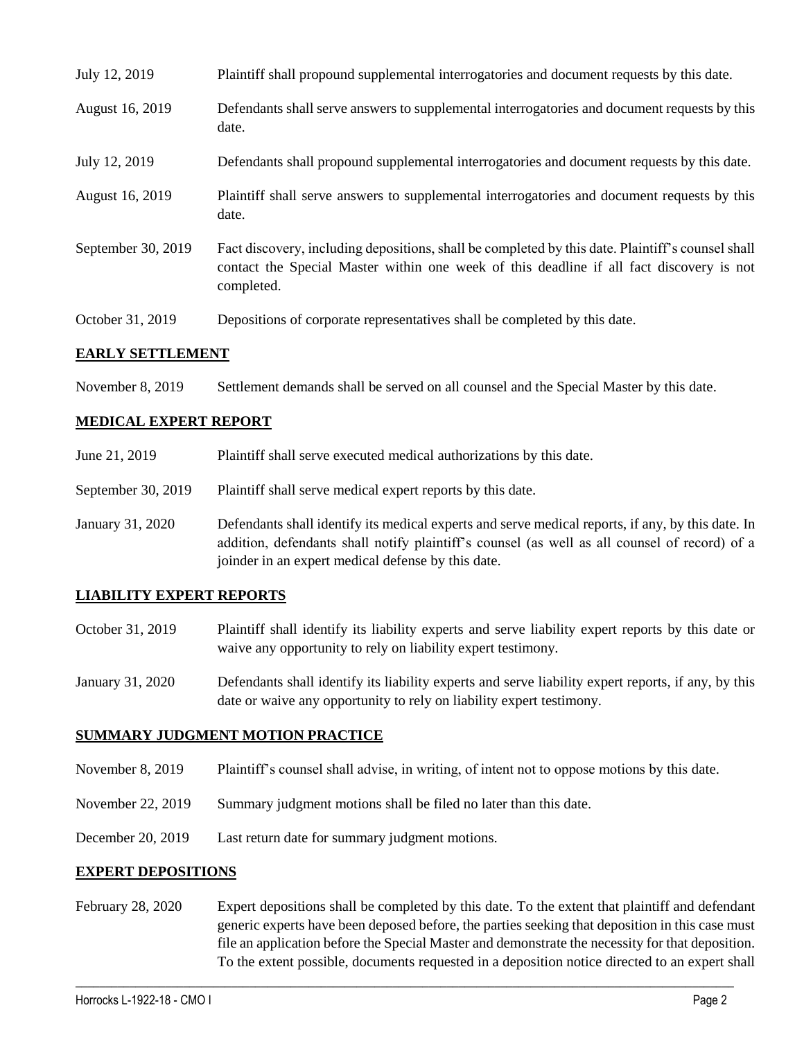| | |
|---|---|
| July 12, 2019 | Plaintiff shall propound supplemental interrogatories and document requests by this date. |
| August 16, 2019 | Defendants shall serve answers to supplemental interrogatories and document requests by this date. |
| July 12, 2019 | Defendants shall propound supplemental interrogatories and document requests by this date. |
| August 16, 2019 | Plaintiff shall serve answers to supplemental interrogatories and document requests by this date. |
| September 30, 2019 | Fact discovery, including depositions, shall be completed by this date. Plaintiff's counsel shall contact the Special Master within one week of this deadline if all fact discovery is not completed. |
| October 31, 2019 | Depositions of corporate representatives shall be completed by this date. |

## EARLY SETTLEMENT

| | |
|---|---|
| November 8, 2019 | Settlement demands shall be served on all counsel and the Special Master by this date. |

## MEDICAL EXPERT REPORT

| | |
|---|---|
| June 21, 2019 | Plaintiff shall serve executed medical authorizations by this date. |
| September 30, 2019 | Plaintiff shall serve medical expert reports by this date. |
| January 31, 2020 | Defendants shall identify its medical experts and serve medical reports, if any, by this date. In addition, defendants shall notify plaintiff's counsel (as well as all counsel of record) of a joinder in an expert medical defense by this date. |

## LIABILITY EXPERT REPORTS

| | |
|---|---|
| October 31, 2019 | Plaintiff shall identify its liability experts and serve liability expert reports by this date or waive any opportunity to rely on liability expert testimony. |
| January 31, 2020 | Defendants shall identify its liability experts and serve liability expert reports, if any, by this date or waive any opportunity to rely on liability expert testimony. |

## SUMMARY JUDGMENT MOTION PRACTICE

| | |
|---|---|
| November 8, 2019 | Plaintiff's counsel shall advise, in writing, of intent not to oppose motions by this date. |
| November 22, 2019 | Summary judgment motions shall be filed no later than this date. |
| December 20, 2019 | Last return date for summary judgment motions. |

## EXPERT DEPOSITIONS

| | |
|---|---|
| February 28, 2020 | Expert depositions shall be completed by this date. To the extent that plaintiff and defendant generic experts have been deposed before, the parties seeking that deposition in this case must file an application before the Special Master and demonstrate the necessity for that deposition. To the extent possible, documents requested in a deposition notice directed to an expert shall |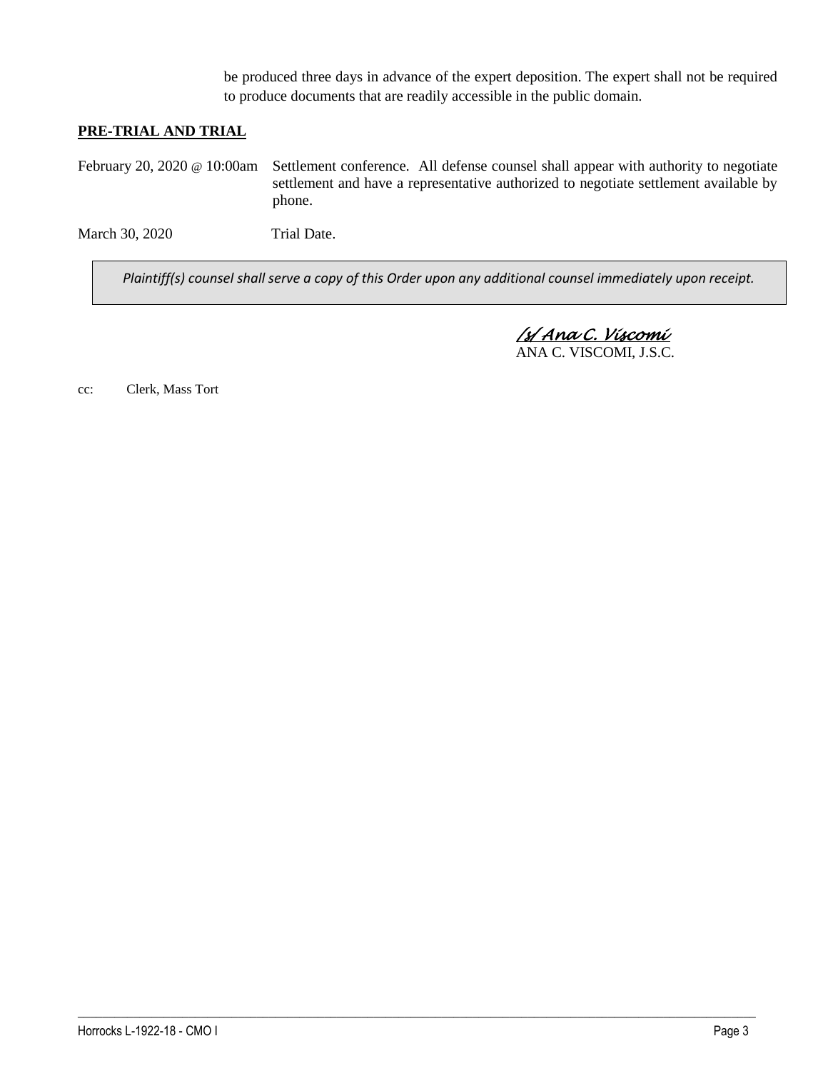be produced three days in advance of the expert deposition. The expert shall not be required to produce documents that are readily accessible in the public domain.

**PRE-TRIAL AND TRIAL**

| | |
|---|---|
| February 20, 2020 @ 10:00am | Settlement conference. All defense counsel shall appear with authority to negotiate settlement and have a representative authorized to negotiate settlement available by phone. |
| March 30, 2020 | Trial Date. |

*Plaintiff(s) counsel shall serve a copy of this Order upon any additional counsel immediately upon receipt.*

*/s/ Ana C. Viscomi*
ANA C. VISCOMI, J.S.C.

cc: Clerk, Mass Tort